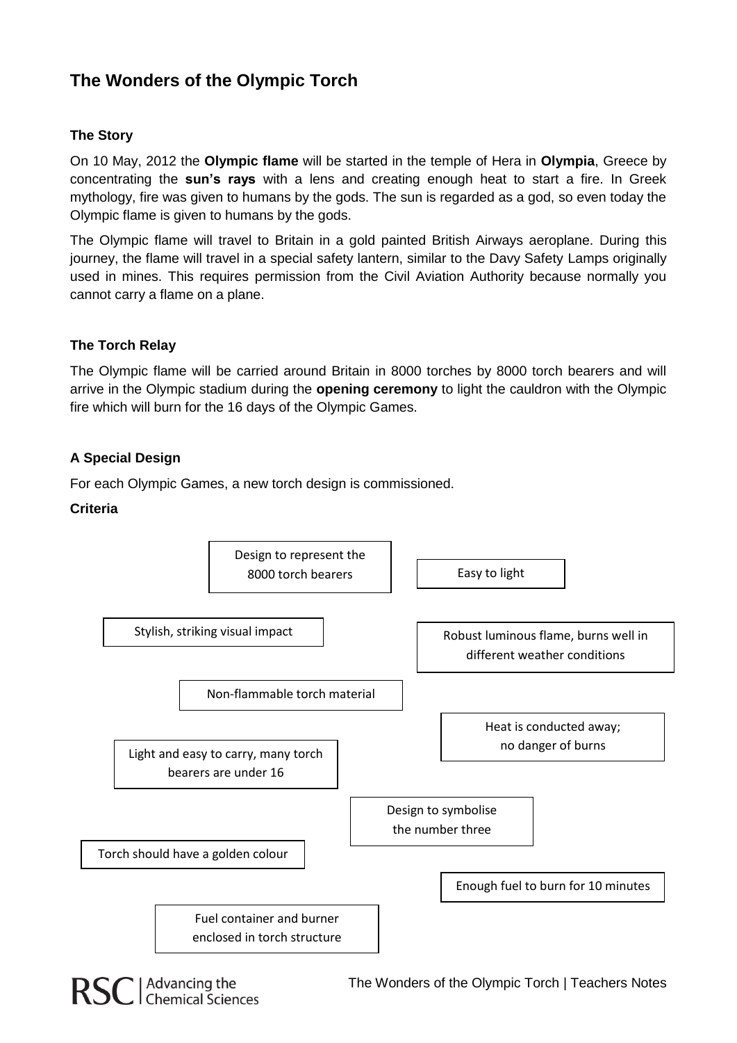# The Wonders of the Olympic Torch

### The Story

On 10 May, 2012 the **Olympic flame** will be started in the temple of Hera in **Olympia**, Greece by concentrating the **sun's rays** with a lens and creating enough heat to start a fire. In Greek mythology, fire was given to humans by the gods. The sun is regarded as a god, so even today the Olympic flame is given to humans by the gods.

The Olympic flame will travel to Britain in a gold painted British Airways aeroplane. During this journey, the flame will travel in a special safety lantern, similar to the Davy Safety Lamps originally used in mines. This requires permission from the Civil Aviation Authority because normally you cannot carry a flame on a plane.

### The Torch Relay

The Olympic flame will be carried around Britain in 8000 torches by 8000 torch bearers and will arrive in the Olympic stadium during the **opening ceremony** to light the cauldron with the Olympic fire which will burn for the 16 days of the Olympic Games.

### A Special Design

For each Olympic Games, a new torch design is commissioned.

**Criteria**

- Design to represent the 8000 torch bearers
- Easy to light
- Stylish, striking visual impact
- Robust luminous flame, burns well in different weather conditions
- Non-flammable torch material
- Heat is conducted away; no danger of burns
- Light and easy to carry, many torch bearers are under 16
- Design to symbolise the number three
- Torch should have a golden colour
- Enough fuel to burn for 10 minutes
- Fuel container and burner enclosed in torch structure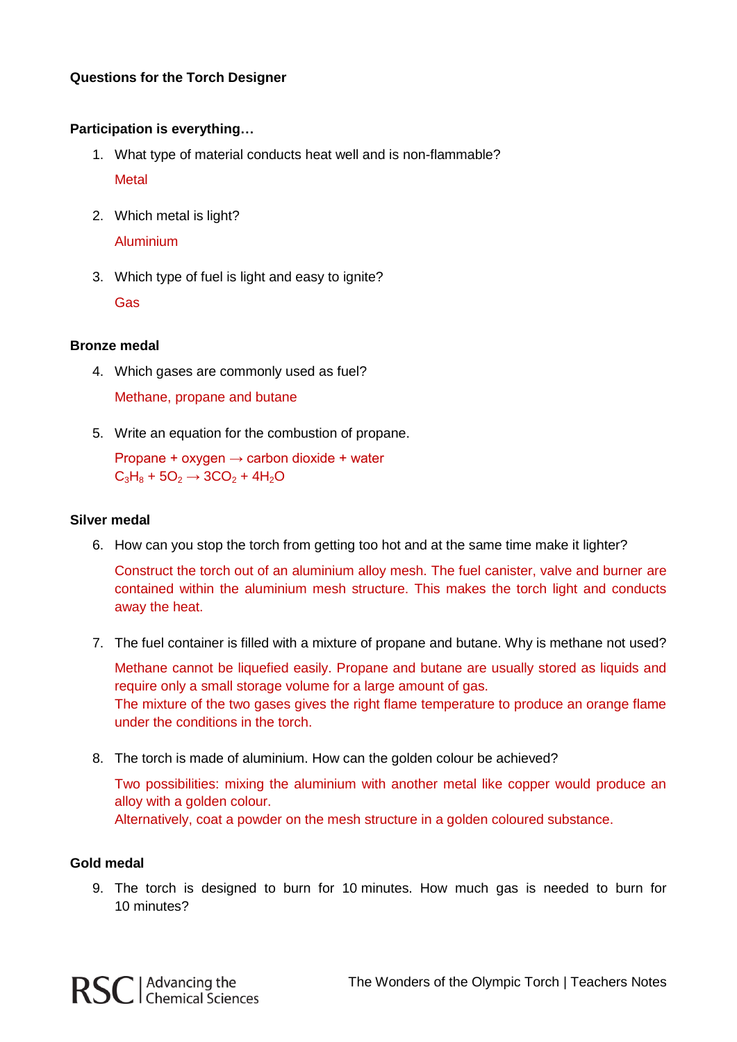**Questions for the Torch Designer**

**Participation is everything…**

1. What type of material conducts heat well and is non-flammable?

   Metal

2. Which metal is light?

   Aluminium

3. Which type of fuel is light and easy to ignite?

   Gas

**Bronze medal**

4. Which gases are commonly used as fuel?

   Methane, propane and butane

5. Write an equation for the combustion of propane.

   Propane + oxygen → carbon dioxide + water
   $C_3H_8 + 5O_2 \rightarrow 3CO_2 + 4H_2O$

**Silver medal**

6. How can you stop the torch from getting too hot and at the same time make it lighter?

   Construct the torch out of an aluminium alloy mesh. The fuel canister, valve and burner are contained within the aluminium mesh structure. This makes the torch light and conducts away the heat.

7. The fuel container is filled with a mixture of propane and butane. Why is methane not used?

   Methane cannot be liquefied easily. Propane and butane are usually stored as liquids and require only a small storage volume for a large amount of gas.
   The mixture of the two gases gives the right flame temperature to produce an orange flame under the conditions in the torch.

8. The torch is made of aluminium. How can the golden colour be achieved?

   Two possibilities: mixing the aluminium with another metal like copper would produce an alloy with a golden colour.
   Alternatively, coat a powder on the mesh structure in a golden coloured substance.

**Gold medal**

9. The torch is designed to burn for 10 minutes. How much gas is needed to burn for 10 minutes?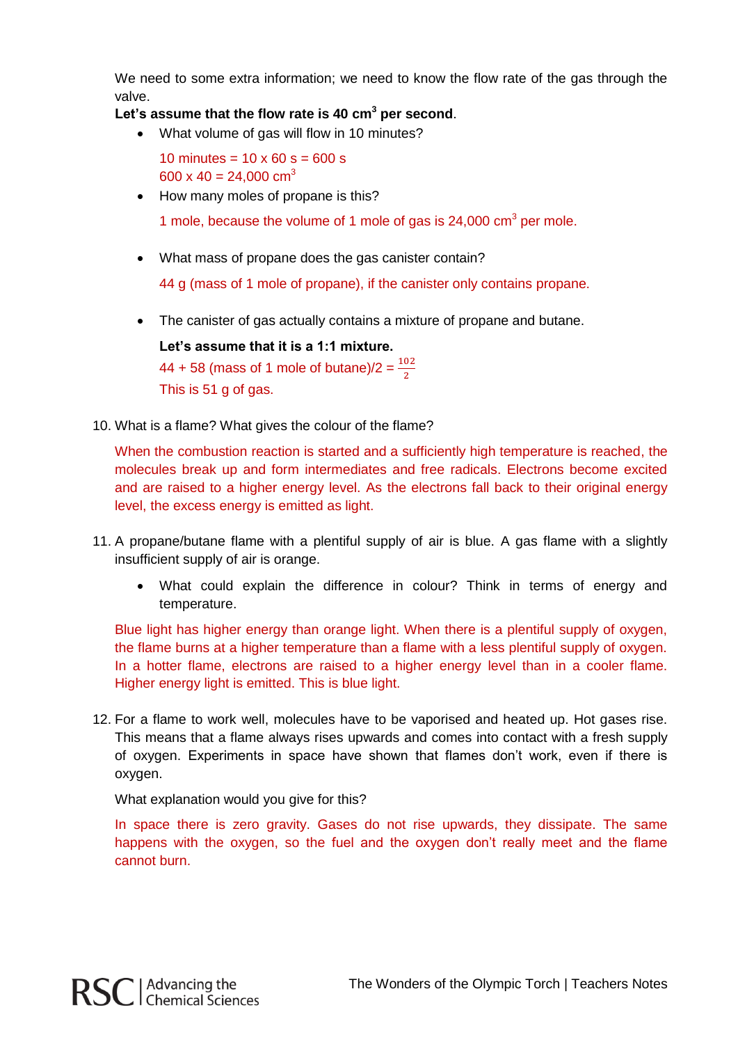We need to some extra information; we need to know the flow rate of the gas through the valve.

**Let's assume that the flow rate is 40 cm$^3$ per second**.

- What volume of gas will flow in 10 minutes?

  10 minutes = 10 x 60 s = 600 s
  600 x 40 = 24,000 cm$^3$

- How many moles of propane is this?

  1 mole, because the volume of 1 mole of gas is 24,000 cm$^3$ per mole.

- What mass of propane does the gas canister contain?

  44 g (mass of 1 mole of propane), if the canister only contains propane.

- The canister of gas actually contains a mixture of propane and butane.

  **Let's assume that it is a 1:1 mixture.**

  44 + 58 (mass of 1 mole of butane)/2 = $\frac{102}{2}$

  This is 51 g of gas.

10. What is a flame? What gives the colour of the flame?

    When the combustion reaction is started and a sufficiently high temperature is reached, the molecules break up and form intermediates and free radicals. Electrons become excited and are raised to a higher energy level. As the electrons fall back to their original energy level, the excess energy is emitted as light.

11. A propane/butane flame with a plentiful supply of air is blue. A gas flame with a slightly insufficient supply of air is orange.

    - What could explain the difference in colour? Think in terms of energy and temperature.

    Blue light has higher energy than orange light. When there is a plentiful supply of oxygen, the flame burns at a higher temperature than a flame with a less plentiful supply of oxygen. In a hotter flame, electrons are raised to a higher energy level than in a cooler flame. Higher energy light is emitted. This is blue light.

12. For a flame to work well, molecules have to be vaporised and heated up. Hot gases rise. This means that a flame always rises upwards and comes into contact with a fresh supply of oxygen. Experiments in space have shown that flames don't work, even if there is oxygen.

    What explanation would you give for this?

    In space there is zero gravity. Gases do not rise upwards, they dissipate. The same happens with the oxygen, so the fuel and the oxygen don't really meet and the flame cannot burn.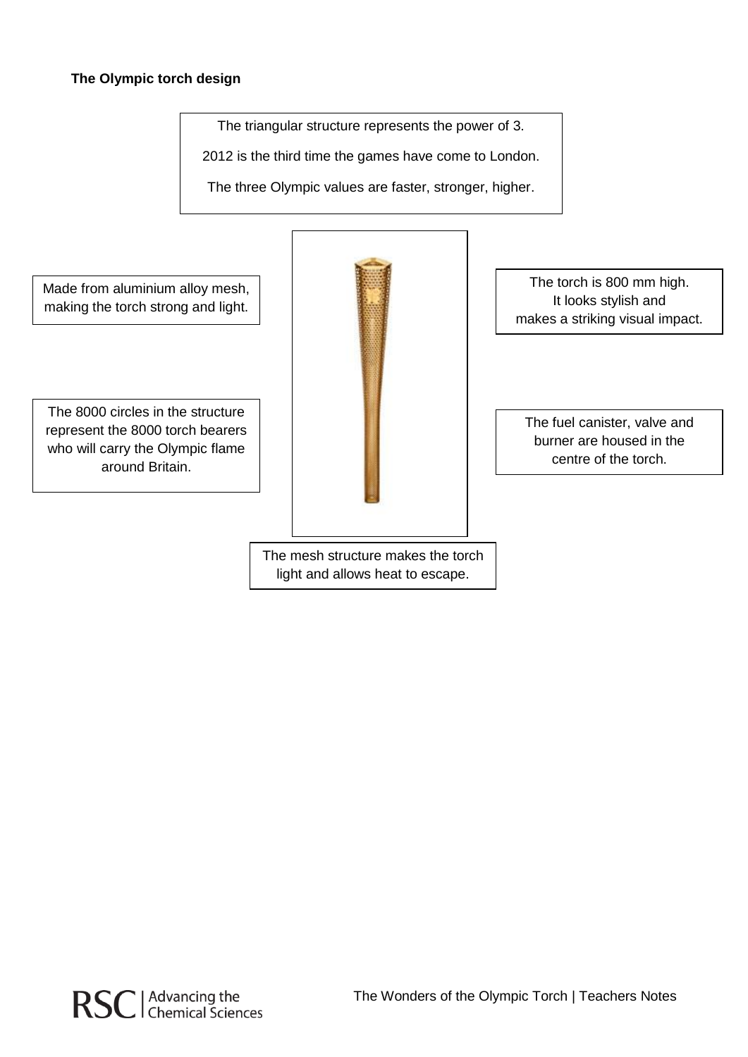**The Olympic torch design**

The triangular structure represents the power of 3.

2012 is the third time the games have come to London.

The three Olympic values are faster, stronger, higher.

Made from aluminium alloy mesh, making the torch strong and light.

The torch is 800 mm high. It looks stylish and makes a striking visual impact.

The 8000 circles in the structure represent the 8000 torch bearers who will carry the Olympic flame around Britain.

The fuel canister, valve and burner are housed in the centre of the torch.

The mesh structure makes the torch light and allows heat to escape.